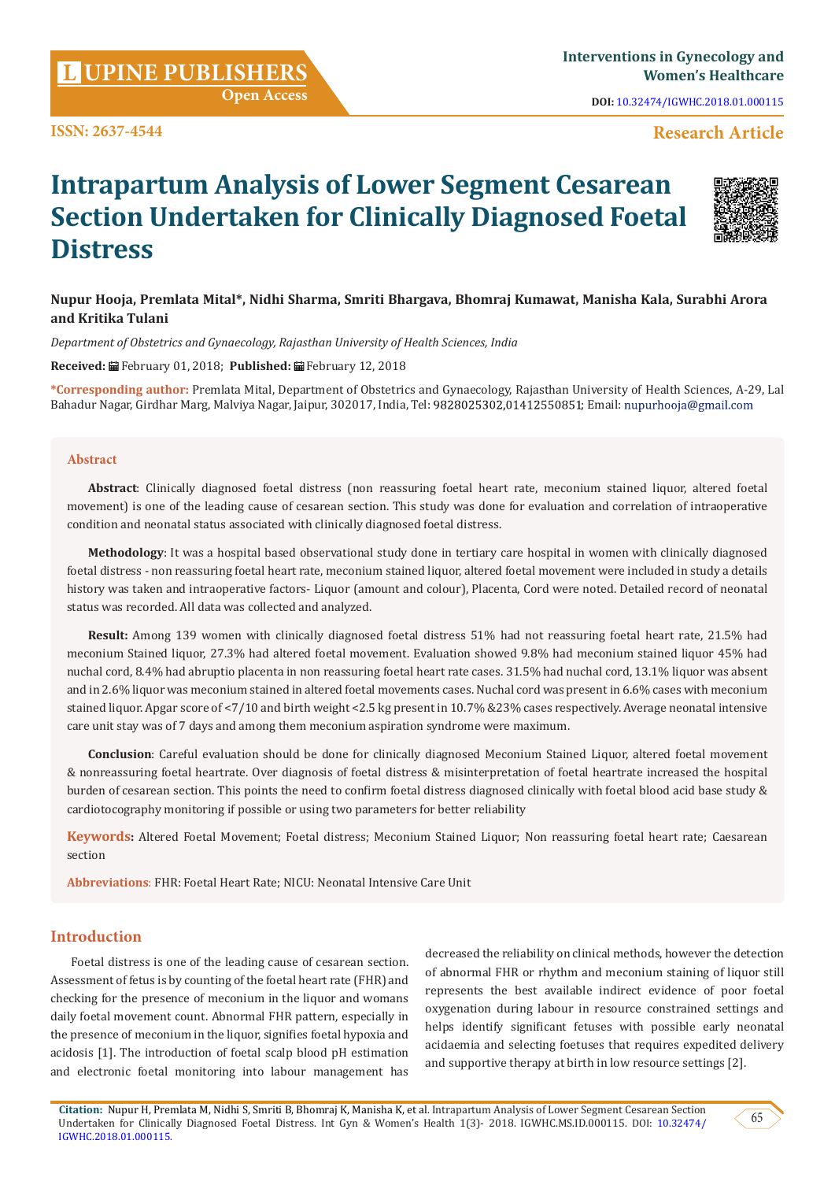# Intrapartum Analysis of Lower Segment Cesarean Section Undertaken for Clinically Diagnosed Foetal Distress

**Nupur Hooja, Premlata Mital*, Nidhi Sharma, Smriti Bhargava, Bhomraj Kumawat, Manisha Kala, Surabhi Arora and Kritika Tulani**

*Department of Obstetrics and Gynaecology, Rajasthan University of Health Sciences, India*

**Received:** February 01, 2018; **Published:** February 12, 2018

**\*Corresponding author:** Premlata Mital, Department of Obstetrics and Gynaecology, Rajasthan University of Health Sciences, A-29, Lal Bahadur Nagar, Girdhar Marg, Malviya Nagar, Jaipur, 302017, India, Tel: 9828025302,01412550851; Email: nupurhooja@gmail.com

## Abstract

**Abstract**: Clinically diagnosed foetal distress (non reassuring foetal heart rate, meconium stained liquor, altered foetal movement) is one of the leading cause of cesarean section. This study was done for evaluation and correlation of intraoperative condition and neonatal status associated with clinically diagnosed foetal distress.

**Methodology**: It was a hospital based observational study done in tertiary care hospital in women with clinically diagnosed foetal distress - non reassuring foetal heart rate, meconium stained liquor, altered foetal movement were included in study a details history was taken and intraoperative factors- Liquor (amount and colour), Placenta, Cord were noted. Detailed record of neonatal status was recorded. All data was collected and analyzed.

**Result:** Among 139 women with clinically diagnosed foetal distress 51% had not reassuring foetal heart rate, 21.5% had meconium Stained liquor, 27.3% had altered foetal movement. Evaluation showed 9.8% had meconium stained liquor 45% had nuchal cord, 8.4% had abruptio placenta in non reassuring foetal heart rate cases. 31.5% had nuchal cord, 13.1% liquor was absent and in 2.6% liquor was meconium stained in altered foetal movements cases. Nuchal cord was present in 6.6% cases with meconium stained liquor. Apgar score of <7/10 and birth weight <2.5 kg present in 10.7% &23% cases respectively. Average neonatal intensive care unit stay was of 7 days and among them meconium aspiration syndrome were maximum.

**Conclusion**: Careful evaluation should be done for clinically diagnosed Meconium Stained Liquor, altered foetal movement & nonreassuring foetal heartrate. Over diagnosis of foetal distress & misinterpretation of foetal heartrate increased the hospital burden of cesarean section. This points the need to confirm foetal distress diagnosed clinically with foetal blood acid base study & cardiotocography monitoring if possible or using two parameters for better reliability

**Keywords:** Altered Foetal Movement; Foetal distress; Meconium Stained Liquor; Non reassuring foetal heart rate; Caesarean section

**Abbreviations**: FHR: Foetal Heart Rate; NICU: Neonatal Intensive Care Unit

## Introduction

Foetal distress is one of the leading cause of cesarean section. Assessment of fetus is by counting of the foetal heart rate (FHR) and checking for the presence of meconium in the liquor and womans daily foetal movement count. Abnormal FHR pattern, especially in the presence of meconium in the liquor, signifies foetal hypoxia and acidosis [1]. The introduction of foetal scalp blood pH estimation and electronic foetal monitoring into labour management has decreased the reliability on clinical methods, however the detection of abnormal FHR or rhythm and meconium staining of liquor still represents the best available indirect evidence of poor foetal oxygenation during labour in resource constrained settings and helps identify significant fetuses with possible early neonatal acidaemia and selecting foetuses that requires expedited delivery and supportive therapy at birth in low resource settings [2].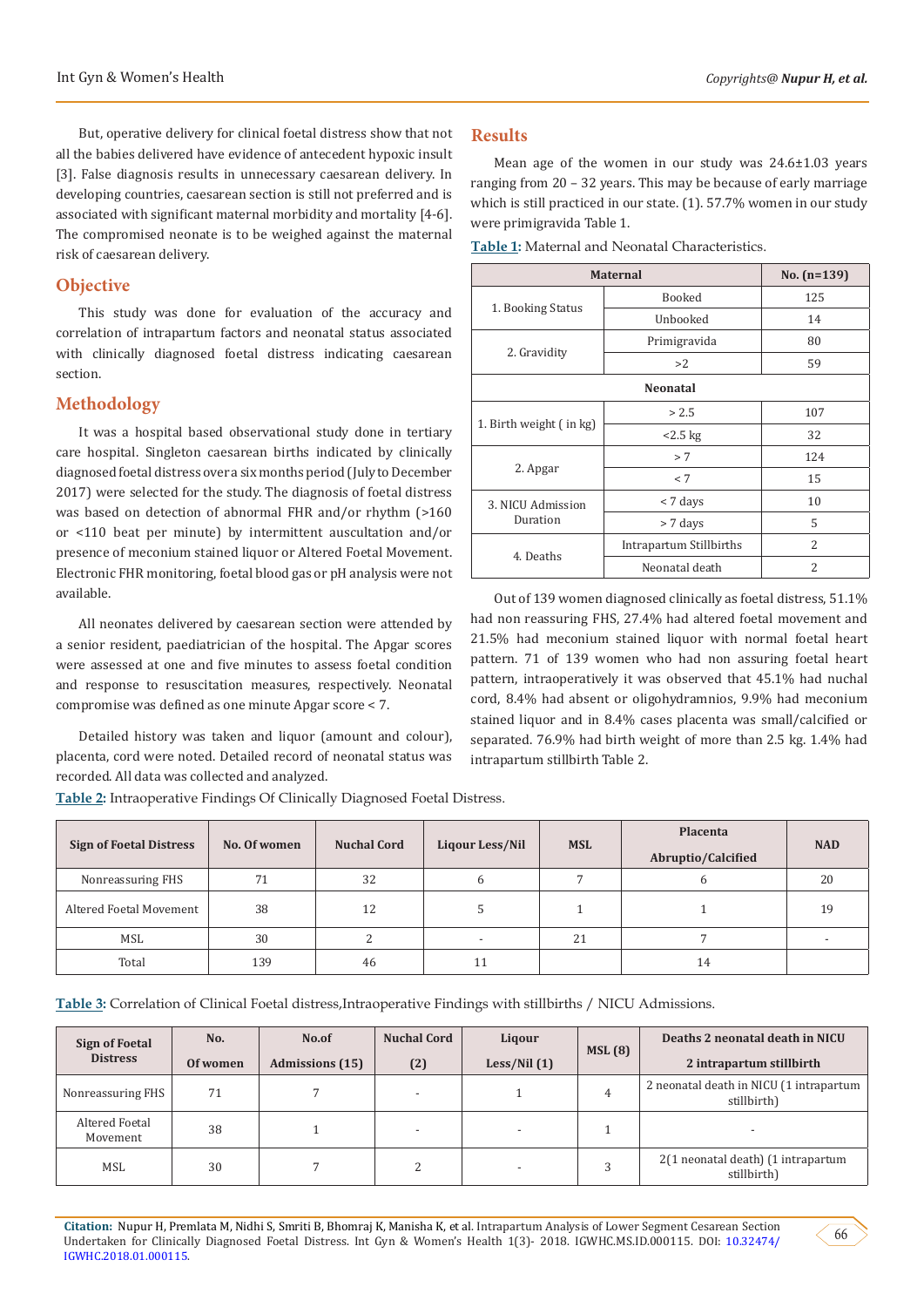But, operative delivery for clinical foetal distress show that not all the babies delivered have evidence of antecedent hypoxic insult [3]. False diagnosis results in unnecessary caesarean delivery. In developing countries, caesarean section is still not preferred and is associated with significant maternal morbidity and mortality [4-6]. The compromised neonate is to be weighed against the maternal risk of caesarean delivery.

## Objective

This study was done for evaluation of the accuracy and correlation of intrapartum factors and neonatal status associated with clinically diagnosed foetal distress indicating caesarean section.

## Methodology

It was a hospital based observational study done in tertiary care hospital. Singleton caesarean births indicated by clinically diagnosed foetal distress over a six months period (July to December 2017) were selected for the study. The diagnosis of foetal distress was based on detection of abnormal FHR and/or rhythm (>160 or <110 beat per minute) by intermittent auscultation and/or presence of meconium stained liquor or Altered Foetal Movement. Electronic FHR monitoring, foetal blood gas or pH analysis were not available.

All neonates delivered by caesarean section were attended by a senior resident, paediatrician of the hospital. The Apgar scores were assessed at one and five minutes to assess foetal condition and response to resuscitation measures, respectively. Neonatal compromise was defined as one minute Apgar score < 7.

Detailed history was taken and liquor (amount and colour), placenta, cord were noted. Detailed record of neonatal status was recorded. All data was collected and analyzed.

## Results

Mean age of the women in our study was 24.6±1.03 years ranging from 20 – 32 years. This may be because of early marriage which is still practiced in our state. (1). 57.7% women in our study were primigravida Table 1.

**Table 1:** Maternal and Neonatal Characteristics.

| Maternal | | No. (n=139) |
|---|---|---|
| 1. Booking Status | Booked | 125 |
| | Unbooked | 14 |
| 2. Gravidity | Primigravida | 80 |
| | >2 | 59 |
| **Neonatal** | | |
| 1. Birth weight ( in kg) | > 2.5 | 107 |
| | <2.5 kg | 32 |
| 2. Apgar | > 7 | 124 |
| | < 7 | 15 |
| 3. NICU Admission Duration | < 7 days | 10 |
| | > 7 days | 5 |
| 4. Deaths | Intrapartum Stillbirths | 2 |
| | Neonatal death | 2 |

Out of 139 women diagnosed clinically as foetal distress, 51.1% had non reassuring FHS, 27.4% had altered foetal movement and 21.5% had meconium stained liquor with normal foetal heart pattern. 71 of 139 women who had non assuring foetal heart pattern, intraoperatively it was observed that 45.1% had nuchal cord, 8.4% had absent or oligohydramnios, 9.9% had meconium stained liquor and in 8.4% cases placenta was small/calcified or separated. 76.9% had birth weight of more than 2.5 kg. 1.4% had intrapartum stillbirth Table 2.

**Table 2:** Intraoperative Findings Of Clinically Diagnosed Foetal Distress.

| Sign of Foetal Distress | No. Of women | Nuchal Cord | Liqour Less/Nil | MSL | Placenta Abruptio/Calcified | NAD |
|---|---|---|---|---|---|---|
| Nonreassuring FHS | 71 | 32 | 6 | 7 | 6 | 20 |
| Altered Foetal Movement | 38 | 12 | 5 | 1 | 1 | 19 |
| MSL | 30 | 2 | - | 21 | 7 | - |
| Total | 139 | 46 | 11 | | 14 | |

**Table 3:** Correlation of Clinical Foetal distress,Intraoperative Findings with stillbirths / NICU Admissions.

| Sign of Foetal Distress | No. Of women | No.of Admissions (15) | Nuchal Cord (2) | Liqour Less/Nil (1) | MSL (8) | Deaths 2 neonatal death in NICU 2 intrapartum stillbirth |
|---|---|---|---|---|---|---|
| Nonreassuring FHS | 71 | 7 | - | 1 | 4 | 2 neonatal death in NICU (1 intrapartum stillbirth) |
| Altered Foetal Movement | 38 | 1 | - | - | 1 | - |
| MSL | 30 | 7 | 2 | - | 3 | 2(1 neonatal death) (1 intrapartum stillbirth) |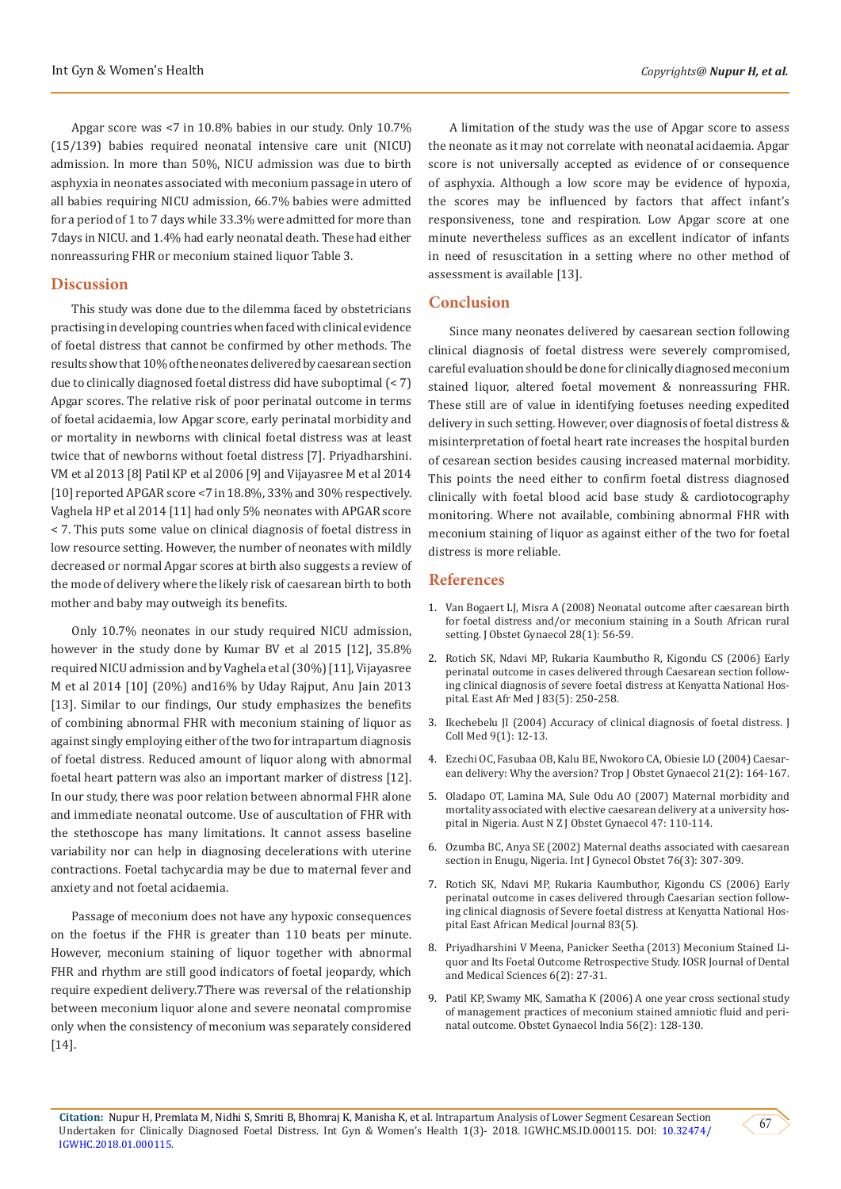Apgar score was <7 in 10.8% babies in our study. Only 10.7% (15/139) babies required neonatal intensive care unit (NICU) admission. In more than 50%, NICU admission was due to birth asphyxia in neonates associated with meconium passage in utero of all babies requiring NICU admission, 66.7% babies were admitted for a period of 1 to 7 days while 33.3% were admitted for more than 7days in NICU. and 1.4% had early neonatal death. These had either nonreassuring FHR or meconium stained liquor Table 3.

## Discussion

This study was done due to the dilemma faced by obstetricians practising in developing countries when faced with clinical evidence of foetal distress that cannot be confirmed by other methods. The results show that 10% of the neonates delivered by caesarean section due to clinically diagnosed foetal distress did have suboptimal (< 7) Apgar scores. The relative risk of poor perinatal outcome in terms of foetal acidaemia, low Apgar score, early perinatal morbidity and or mortality in newborns with clinical foetal distress was at least twice that of newborns without foetal distress [7]. Priyadharshini. VM et al 2013 [8] Patil KP et al 2006 [9] and Vijayasree M et al 2014 [10] reported APGAR score <7 in 18.8%, 33% and 30% respectively. Vaghela HP et al 2014 [11] had only 5% neonates with APGAR score < 7. This puts some value on clinical diagnosis of foetal distress in low resource setting. However, the number of neonates with mildly decreased or normal Apgar scores at birth also suggests a review of the mode of delivery where the likely risk of caesarean birth to both mother and baby may outweigh its benefits.

Only 10.7% neonates in our study required NICU admission, however in the study done by Kumar BV et al 2015 [12], 35.8% required NICU admission and by Vaghela et al (30%) [11], Vijayasree M et al 2014 [10] (20%) and16% by Uday Rajput, Anu Jain 2013 [13]. Similar to our findings, Our study emphasizes the benefits of combining abnormal FHR with meconium staining of liquor as against singly employing either of the two for intrapartum diagnosis of foetal distress. Reduced amount of liquor along with abnormal foetal heart pattern was also an important marker of distress [12]. In our study, there was poor relation between abnormal FHR alone and immediate neonatal outcome. Use of auscultation of FHR with the stethoscope has many limitations. It cannot assess baseline variability nor can help in diagnosing decelerations with uterine contractions. Foetal tachycardia may be due to maternal fever and anxiety and not foetal acidaemia.

Passage of meconium does not have any hypoxic consequences on the foetus if the FHR is greater than 110 beats per minute. However, meconium staining of liquor together with abnormal FHR and rhythm are still good indicators of foetal jeopardy, which require expedient delivery.7There was reversal of the relationship between meconium liquor alone and severe neonatal compromise only when the consistency of meconium was separately considered [14].

A limitation of the study was the use of Apgar score to assess the neonate as it may not correlate with neonatal acidaemia. Apgar score is not universally accepted as evidence of or consequence of asphyxia. Although a low score may be evidence of hypoxia, the scores may be influenced by factors that affect infant's responsiveness, tone and respiration. Low Apgar score at one minute nevertheless suffices as an excellent indicator of infants in need of resuscitation in a setting where no other method of assessment is available [13].

## Conclusion

Since many neonates delivered by caesarean section following clinical diagnosis of foetal distress were severely compromised, careful evaluation should be done for clinically diagnosed meconium stained liquor, altered foetal movement & nonreassuring FHR. These still are of value in identifying foetuses needing expedited delivery in such setting. However, over diagnosis of foetal distress & misinterpretation of foetal heart rate increases the hospital burden of cesarean section besides causing increased maternal morbidity. This points the need either to confirm foetal distress diagnosed clinically with foetal blood acid base study & cardiotocography monitoring. Where not available, combining abnormal FHR with meconium staining of liquor as against either of the two for foetal distress is more reliable.

## References

1. Van Bogaert LJ, Misra A (2008) Neonatal outcome after caesarean birth for foetal distress and/or meconium staining in a South African rural setting. J Obstet Gynaecol 28(1): 56-59.
2. Rotich SK, Ndavi MP, Rukaria Kaumbutho R, Kigondu CS (2006) Early perinatal outcome in cases delivered through Caesarean section following clinical diagnosis of severe foetal distress at Kenyatta National Hospital. East Afr Med J 83(5): 250-258.
3. Ikechebelu JI (2004) Accuracy of clinical diagnosis of foetal distress. J Coll Med 9(1): 12-13.
4. Ezechi OC, Fasubaa OB, Kalu BE, Nwokoro CA, Obiesie LO (2004) Caesarean delivery: Why the aversion? Trop J Obstet Gynaecol 21(2): 164-167.
5. Oladapo OT, Lamina MA, Sule Odu AO (2007) Maternal morbidity and mortality associated with elective caesarean delivery at a university hospital in Nigeria. Aust N Z J Obstet Gynaecol 47: 110-114.
6. Ozumba BC, Anya SE (2002) Maternal deaths associated with caesarean section in Enugu, Nigeria. Int J Gynecol Obstet 76(3): 307-309.
7. Rotich SK, Ndavi MP, Rukaria Kaumbuthor, Kigondu CS (2006) Early perinatal outcome in cases delivered through Caesarian section following clinical diagnosis of Severe foetal distress at Kenyatta National Hospital East African Medical Journal 83(5).
8. Priyadharshini V Meena, Panicker Seetha (2013) Meconium Stained Liquor and Its Foetal Outcome Retrospective Study. IOSR Journal of Dental and Medical Sciences 6(2): 27-31.
9. Patil KP, Swamy MK, Samatha K (2006) A one year cross sectional study of management practices of meconium stained amniotic fluid and perinatal outcome. Obstet Gynaecol India 56(2): 128-130.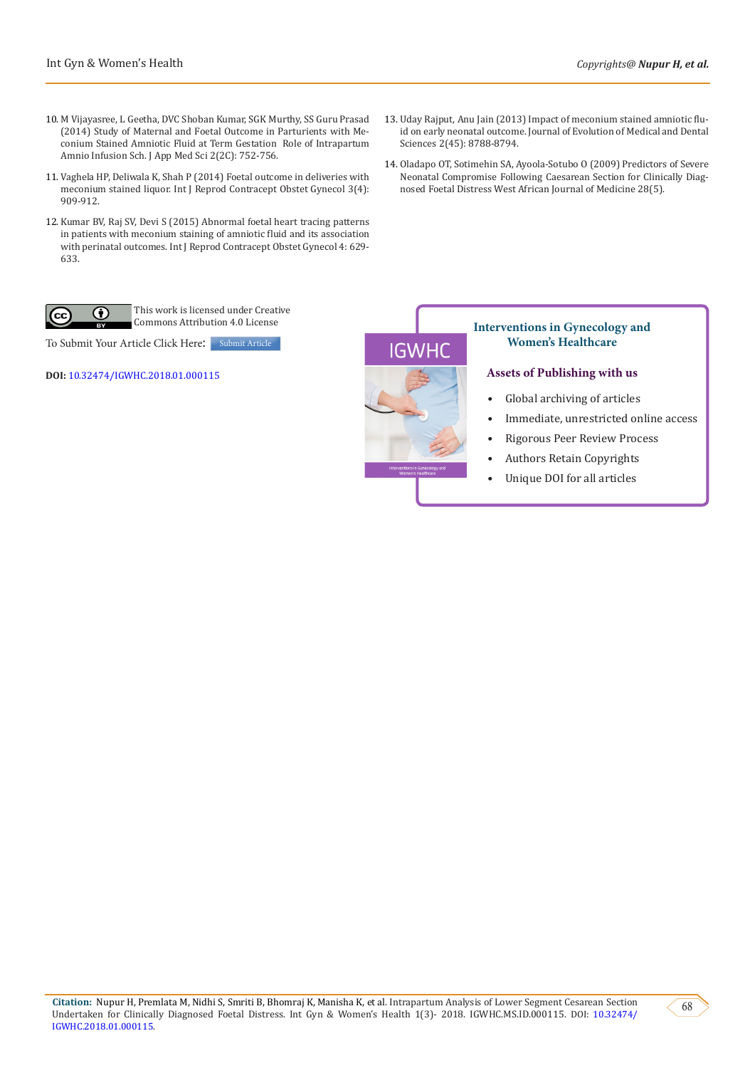10. M Vijayasree, L Geetha, DVC Shoban Kumar, SGK Murthy, SS Guru Prasad (2014) Study of Maternal and Foetal Outcome in Parturients with Meconium Stained Amniotic Fluid at Term Gestation Role of Intrapartum Amnio Infusion Sch. J App Med Sci 2(2C): 752-756.

11. Vaghela HP, Deliwala K, Shah P (2014) Foetal outcome in deliveries with meconium stained liquor. Int J Reprod Contracept Obstet Gynecol 3(4): 909-912.

12. Kumar BV, Raj SV, Devi S (2015) Abnormal foetal heart tracing patterns in patients with meconium staining of amniotic fluid and its association with perinatal outcomes. Int J Reprod Contracept Obstet Gynecol 4: 629-633.

13. Uday Rajput, Anu Jain (2013) Impact of meconium stained amniotic fluid on early neonatal outcome. Journal of Evolution of Medical and Dental Sciences 2(45): 8788-8794.

14. Oladapo OT, Sotimehin SA, Ayoola-Sotubo O (2009) Predictors of Severe Neonatal Compromise Following Caesarean Section for Clinically Diagnosed Foetal Distress West African Journal of Medicine 28(5).

This work is licensed under Creative Commons Attribution 4.0 License

To Submit Your Article Click Here: Submit Article

**DOI:** 10.32474/IGWHC.2018.01.000115

**Interventions in Gynecology and Women's Healthcare**

**Assets of Publishing with us**

- Global archiving of articles
- Immediate, unrestricted online access
- Rigorous Peer Review Process
- Authors Retain Copyrights
- Unique DOI for all articles

**Citation:** Nupur H, Premlata M, Nidhi S, Smriti B, Bhomraj K, Manisha K, et al. Intrapartum Analysis of Lower Segment Cesarean Section Undertaken for Clinically Diagnosed Foetal Distress. Int Gyn & Women's Health 1(3)- 2018. IGWHC.MS.ID.000115. DOI: 10.32474/IGWHC.2018.01.000115.